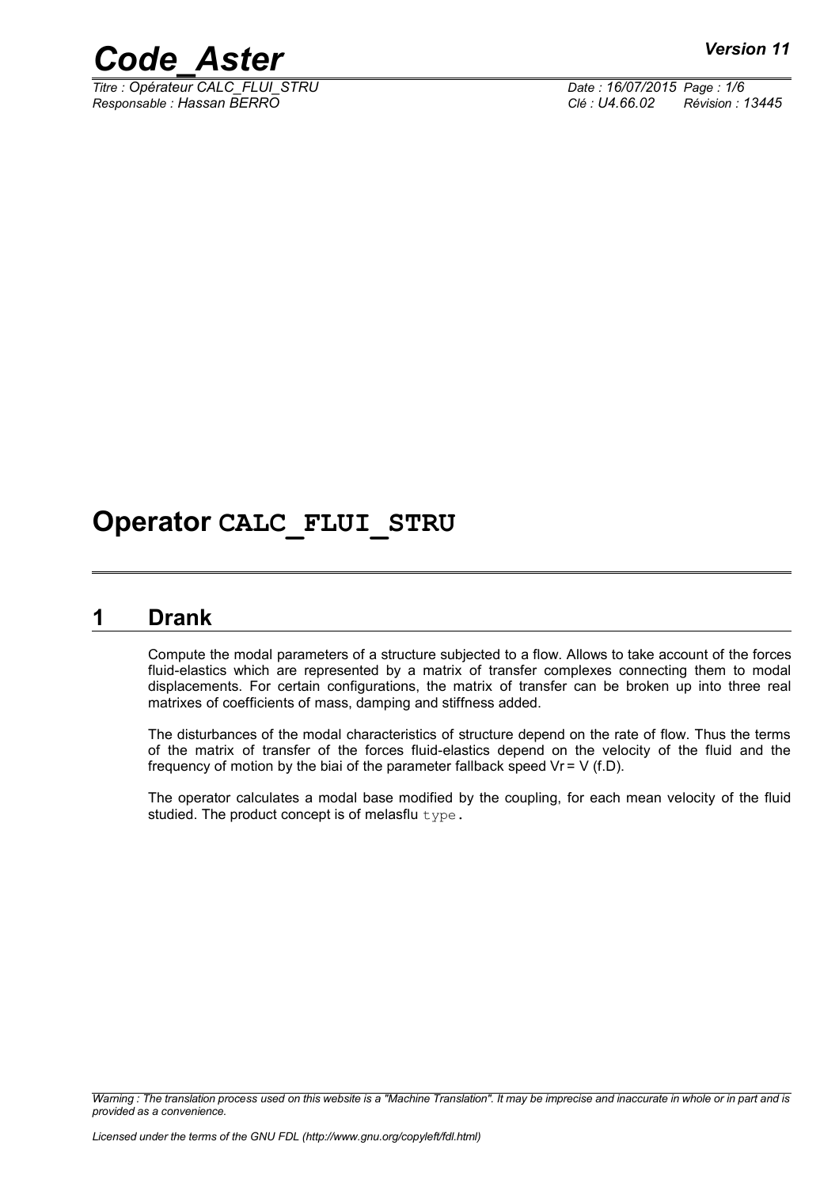# Operator CALC_FLUI_STRU

## 1 Drank

Compute the modal parameters of a structure subjected to a flow. Allows to take account of the forces fluid-elastics which are represented by a matrix of transfer complexes connecting them to modal displacements. For certain configurations, the matrix of transfer can be broken up into three real matrixes of coefficients of mass, damping and stiffness added.

The disturbances of the modal characteristics of structure depend on the rate of flow. Thus the terms of the matrix of transfer of the forces fluid-elastics depend on the velocity of the fluid and the frequency of motion by the biai of the parameter fallback speed Vr = V (f.D).

The operator calculates a modal base modified by the coupling, for each mean velocity of the fluid studied. The product concept is of melasflu `type`.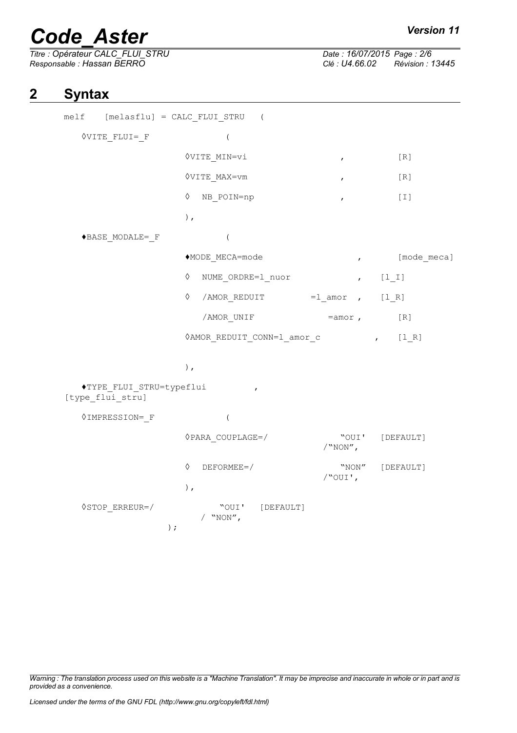## 2 Syntax

```
melf    [melasflu] = CALC_FLUI_STRU   (

   ◊VITE_FLUI=_F              (

                   ◊VITE_MIN=vi                  ,          [R]

                   ◊VITE_MAX=vm                  ,          [R]

                   ◊  NB_POIN=np                 ,          [I]

                   ),

   ♦BASE_MODALE=_F            (

                   ♦MODE_MECA=mode                    ,       [mode_meca]

                   ◊  NUME_ORDRE=l_nuor               ,    [l_I]

                   ◊  /AMOR_REDUIT        =l_amor  ,    [l_R]

                      /AMOR_UNIF              =amor ,       [R]

                   ◊AMOR_REDUIT_CONN=l_amor_c           ,    [l_R]


                   ),

   ♦TYPE_FLUI_STRU=typeflui          ,
[type_flui_stru]

   ◊IMPRESSION=_F             (

                   ◊PARA_COUPLAGE=/              "OUI'   [DEFAULT]
                                              /"NON",

                   ◊  DEFORMEE=/                 "NON"   [DEFAULT]
                                              /"OUI',
                   ),

   ◊STOP_ERREUR=/           "OUI'   [DEFAULT]
                          / "NON",
                );
```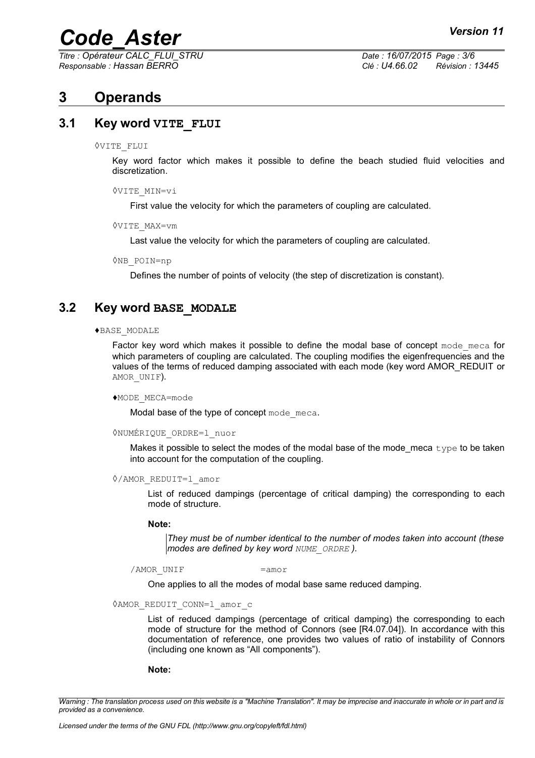# 3 Operands

## 3.1 Key word VITE_FLUI

◊VITE_FLUI

Key word factor which makes it possible to define the beach studied fluid velocities and discretization.

◊VITE_MIN=vi

First value the velocity for which the parameters of coupling are calculated.

◊VITE_MAX=vm

Last value the velocity for which the parameters of coupling are calculated.

◊NB_POIN=np

Defines the number of points of velocity (the step of discretization is constant).

## 3.2 Key word BASE_MODALE

♦BASE_MODALE

Factor key word which makes it possible to define the modal base of concept mode_meca for which parameters of coupling are calculated. The coupling modifies the eigenfrequencies and the values of the terms of reduced damping associated with each mode (key word AMOR_REDUIT or AMOR_UNIF).

♦MODE_MECA=mode

Modal base of the type of concept mode_meca.

◊NUMÉRIQUE_ORDRE=l_nuor

Makes it possible to select the modes of the modal base of the mode_meca type to be taken into account for the computation of the coupling.

◊/AMOR_REDUIT=l_amor

List of reduced dampings (percentage of critical damping) the corresponding to each mode of structure.

**Note:**

> *They must be of number identical to the number of modes taken into account (these modes are defined by key word NUME_ORDRE).*

/AMOR_UNIF =amor

One applies to all the modes of modal base same reduced damping.

◊AMOR_REDUIT_CONN=l_amor_c

List of reduced dampings (percentage of critical damping) the corresponding to each mode of structure for the method of Connors (see [R4.07.04]). In accordance with this documentation of reference, one provides two values of ratio of instability of Connors (including one known as "All components").

**Note:**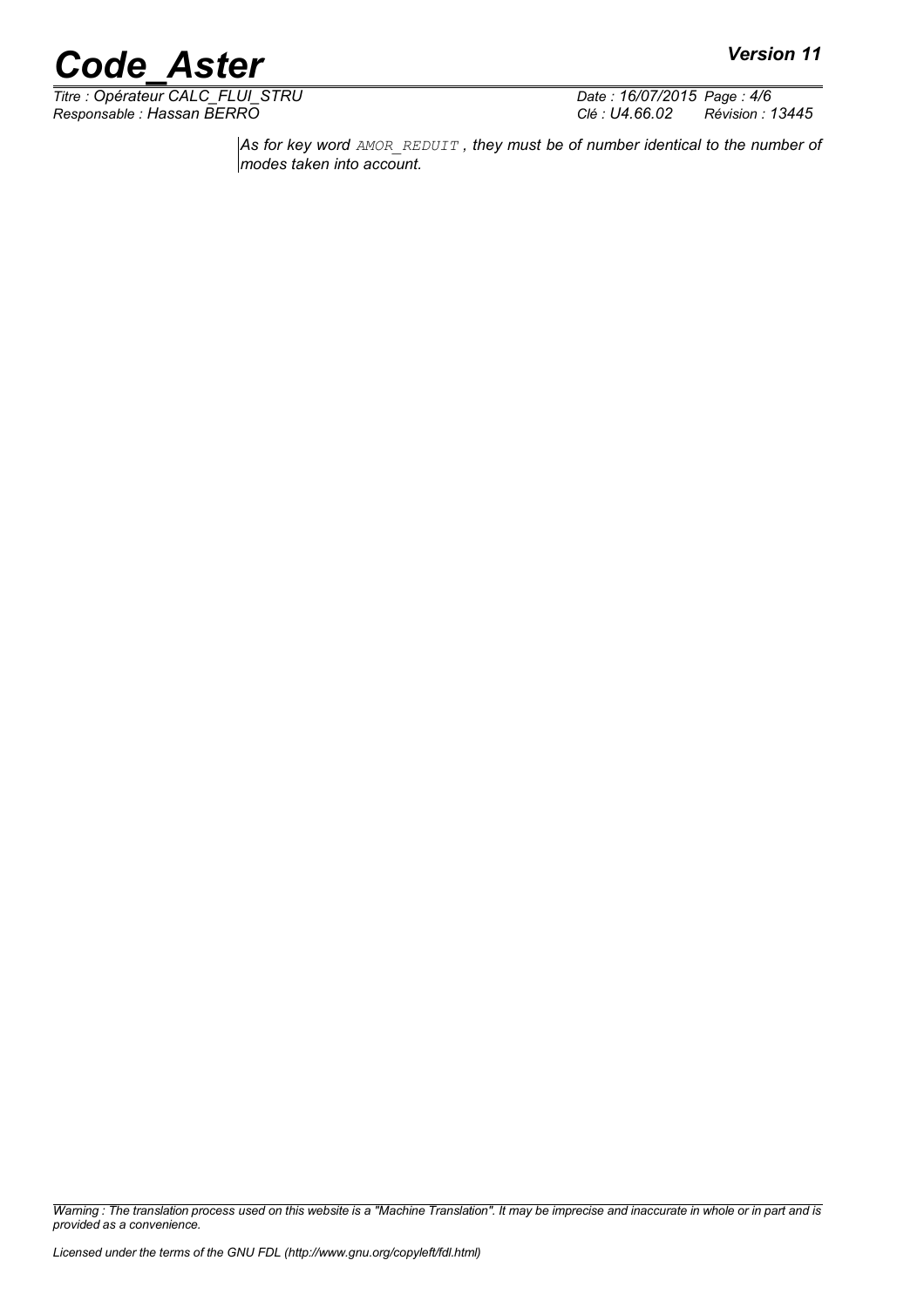*As for key word `AMOR_REDUIT` , they must be of number identical to the number of modes taken into account.*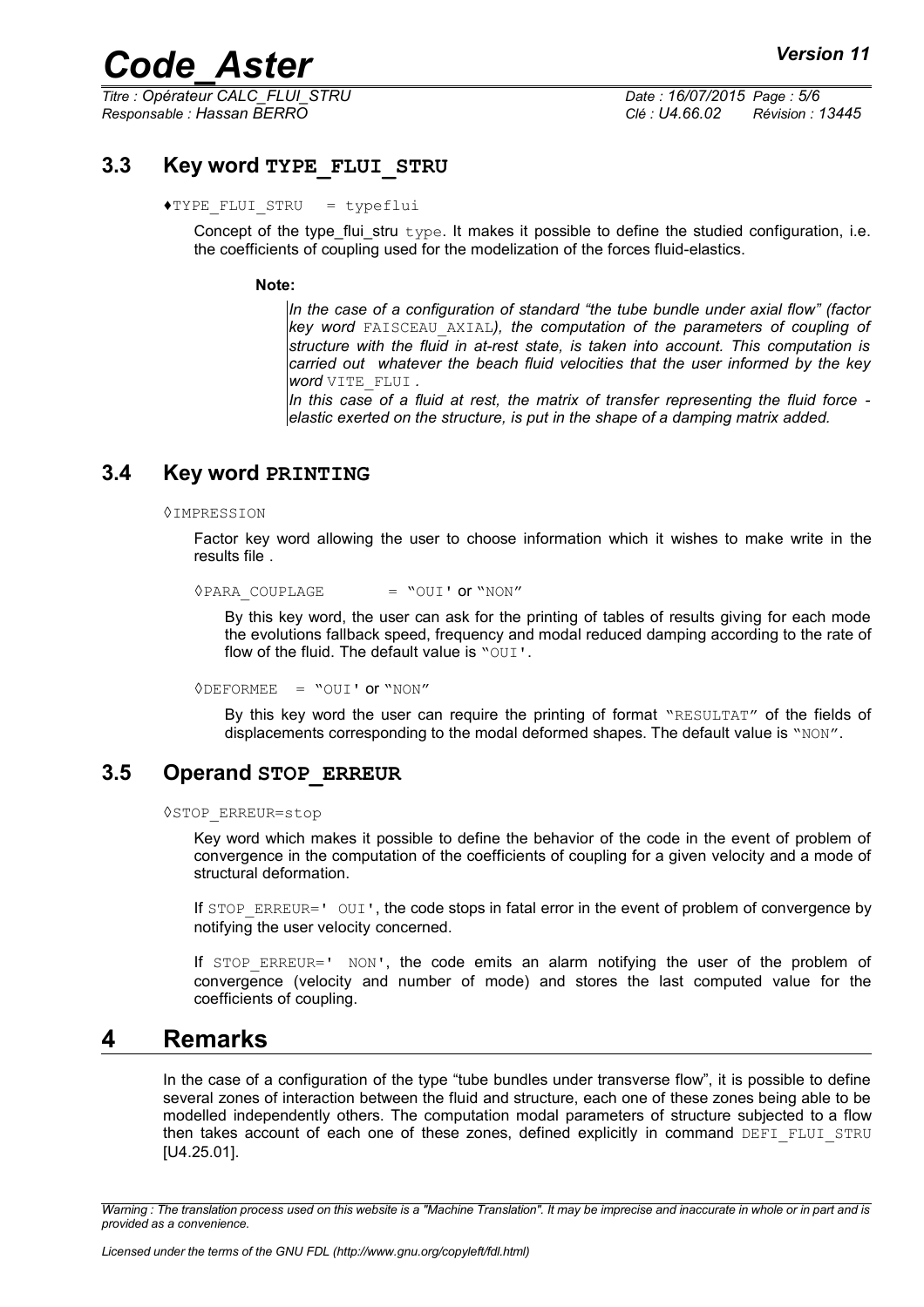## 3.3 Key word TYPE_FLUI_STRU

♦TYPE_FLUI_STRU = typeflui

Concept of the type_flui_stru type. It makes it possible to define the studied configuration, i.e. the coefficients of coupling used for the modelization of the forces fluid-elastics.

**Note:**

*In the case of a configuration of standard "the tube bundle under axial flow" (factor key word* FAISCEAU_AXIAL*), the computation of the parameters of coupling of structure with the fluid in at-rest state, is taken into account. This computation is carried out whatever the beach fluid velocities that the user informed by the key word* VITE_FLUI *.*

*In this case of a fluid at rest, the matrix of transfer representing the fluid force - elastic exerted on the structure, is put in the shape of a damping matrix added.*

## 3.4 Key word PRINTING

◊IMPRESSION

Factor key word allowing the user to choose information which it wishes to make write in the results file .

◊PARA_COUPLAGE = "OUI' or "NON"

By this key word, the user can ask for the printing of tables of results giving for each mode the evolutions fallback speed, frequency and modal reduced damping according to the rate of flow of the fluid. The default value is "OUI'.

◊DEFORMEE = "OUI' or "NON"

By this key word the user can require the printing of format "RESULTAT" of the fields of displacements corresponding to the modal deformed shapes. The default value is "NON".

## 3.5 Operand STOP_ERREUR

◊STOP_ERREUR=stop

Key word which makes it possible to define the behavior of the code in the event of problem of convergence in the computation of the coefficients of coupling for a given velocity and a mode of structural deformation.

If STOP_ERREUR=' OUI', the code stops in fatal error in the event of problem of convergence by notifying the user velocity concerned.

If STOP_ERREUR=' NON', the code emits an alarm notifying the user of the problem of convergence (velocity and number of mode) and stores the last computed value for the coefficients of coupling.

# 4 Remarks

In the case of a configuration of the type "tube bundles under transverse flow", it is possible to define several zones of interaction between the fluid and structure, each one of these zones being able to be modelled independently others. The computation modal parameters of structure subjected to a flow then takes account of each one of these zones, defined explicitly in command DEFI_FLUI_STRU [U4.25.01].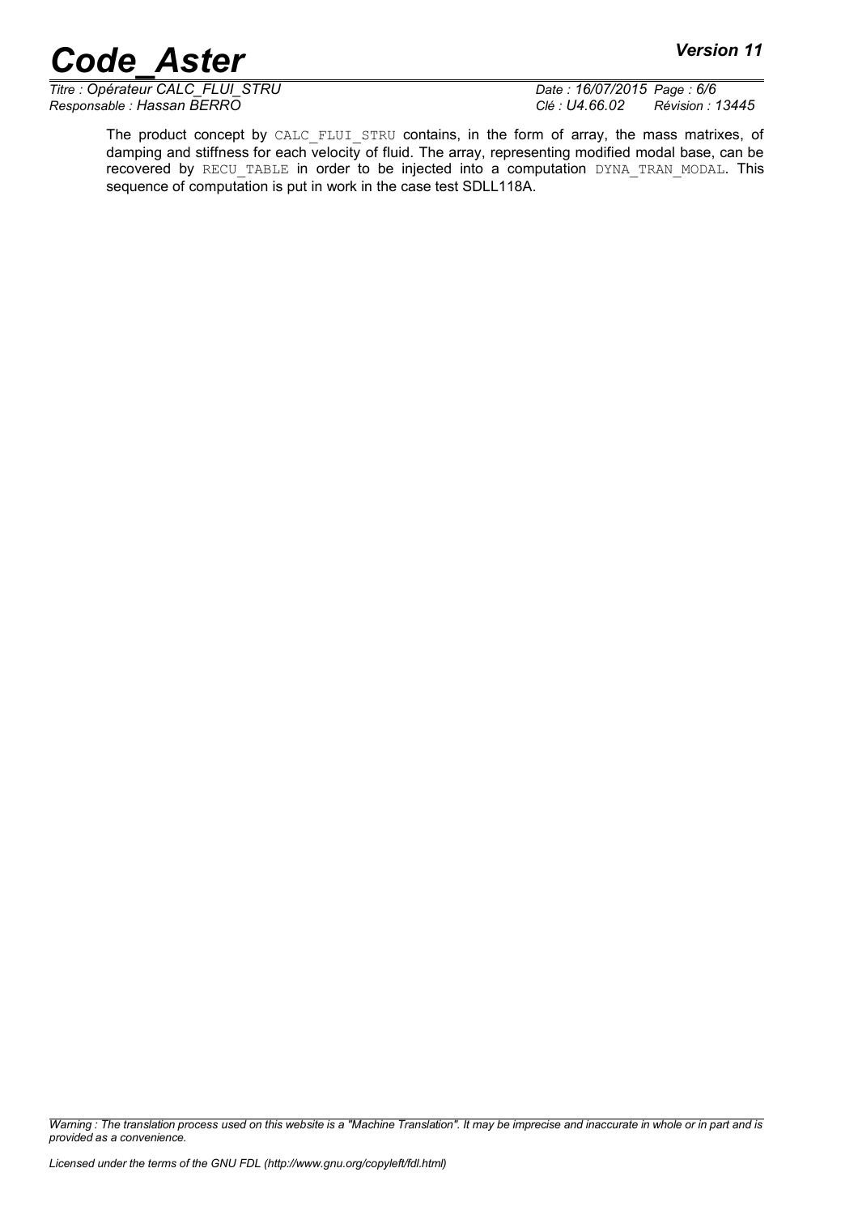The product concept by CALC_FLUI_STRU contains, in the form of array, the mass matrixes, of damping and stiffness for each velocity of fluid. The array, representing modified modal base, can be recovered by RECU_TABLE in order to be injected into a computation DYNA_TRAN_MODAL. This sequence of computation is put in work in the case test SDLL118A.